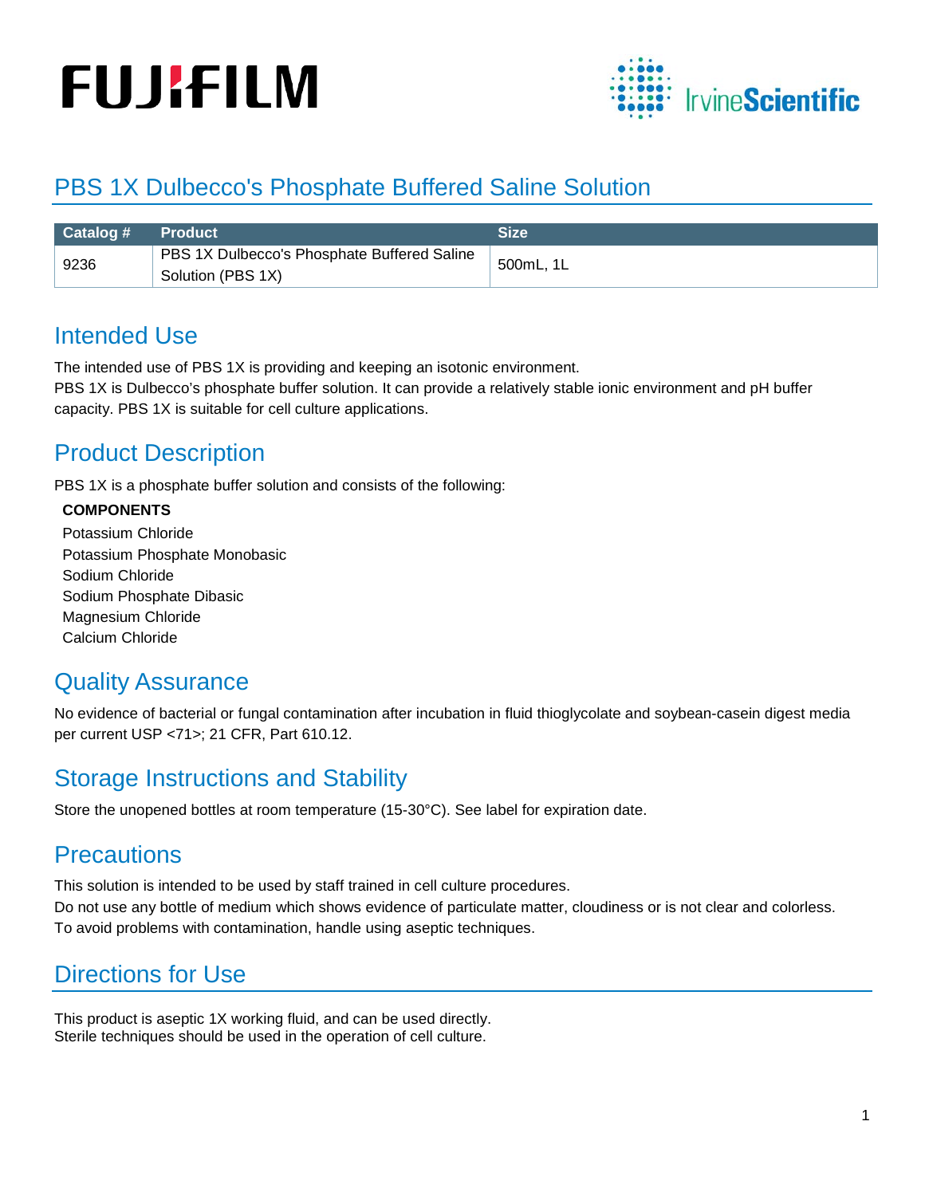FUJIFILM

IrvineScientific

# PBS 1X Dulbecco's Phosphate Buffered Saline Solution

| Catalog # | Product | Size |
|---|---|---|
| 9236 | PBS 1X Dulbecco's Phosphate Buffered Saline Solution (PBS 1X) | 500mL, 1L |

## Intended Use

The intended use of PBS 1X is providing and keeping an isotonic environment.
PBS 1X is Dulbecco's phosphate buffer solution. It can provide a relatively stable ionic environment and pH buffer capacity. PBS 1X is suitable for cell culture applications.

## Product Description

PBS 1X is a phosphate buffer solution and consists of the following:

**COMPONENTS**

Potassium Chloride
Potassium Phosphate Monobasic
Sodium Chloride
Sodium Phosphate Dibasic
Magnesium Chloride
Calcium Chloride

## Quality Assurance

No evidence of bacterial or fungal contamination after incubation in fluid thioglycolate and soybean-casein digest media per current USP <71>; 21 CFR, Part 610.12.

## Storage Instructions and Stability

Store the unopened bottles at room temperature (15-30°C). See label for expiration date.

## Precautions

This solution is intended to be used by staff trained in cell culture procedures.
Do not use any bottle of medium which shows evidence of particulate matter, cloudiness or is not clear and colorless.
To avoid problems with contamination, handle using aseptic techniques.

## Directions for Use

This product is aseptic 1X working fluid, and can be used directly.
Sterile techniques should be used in the operation of cell culture.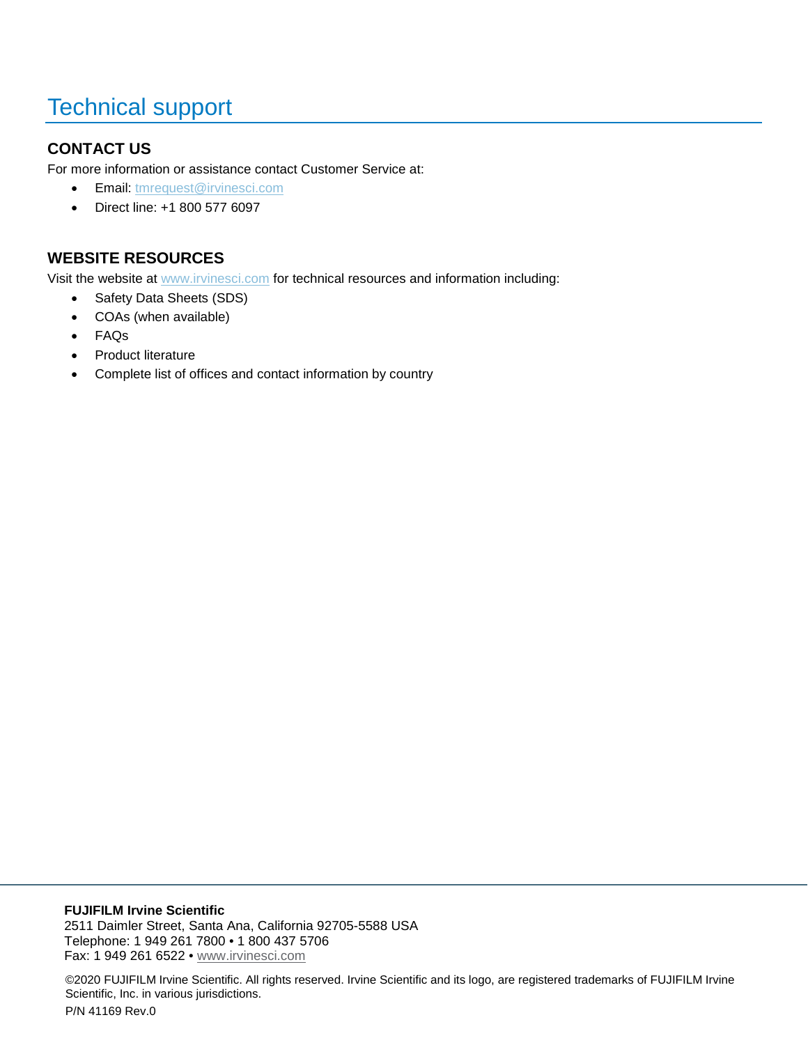# Technical support

## CONTACT US

For more information or assistance contact Customer Service at:

- Email: tmrequest@irvinesci.com
- Direct line: +1 800 577 6097

## WEBSITE RESOURCES

Visit the website at www.irvinesci.com for technical resources and information including:

- Safety Data Sheets (SDS)
- COAs (when available)
- FAQs
- Product literature
- Complete list of offices and contact information by country

**FUJIFILM Irvine Scientific**
2511 Daimler Street, Santa Ana, California 92705-5588 USA
Telephone: 1 949 261 7800 • 1 800 437 5706
Fax: 1 949 261 6522 • www.irvinesci.com

©2020 FUJIFILM Irvine Scientific. All rights reserved. Irvine Scientific and its logo, are registered trademarks of FUJIFILM Irvine Scientific, Inc. in various jurisdictions.

P/N 41169 Rev.0